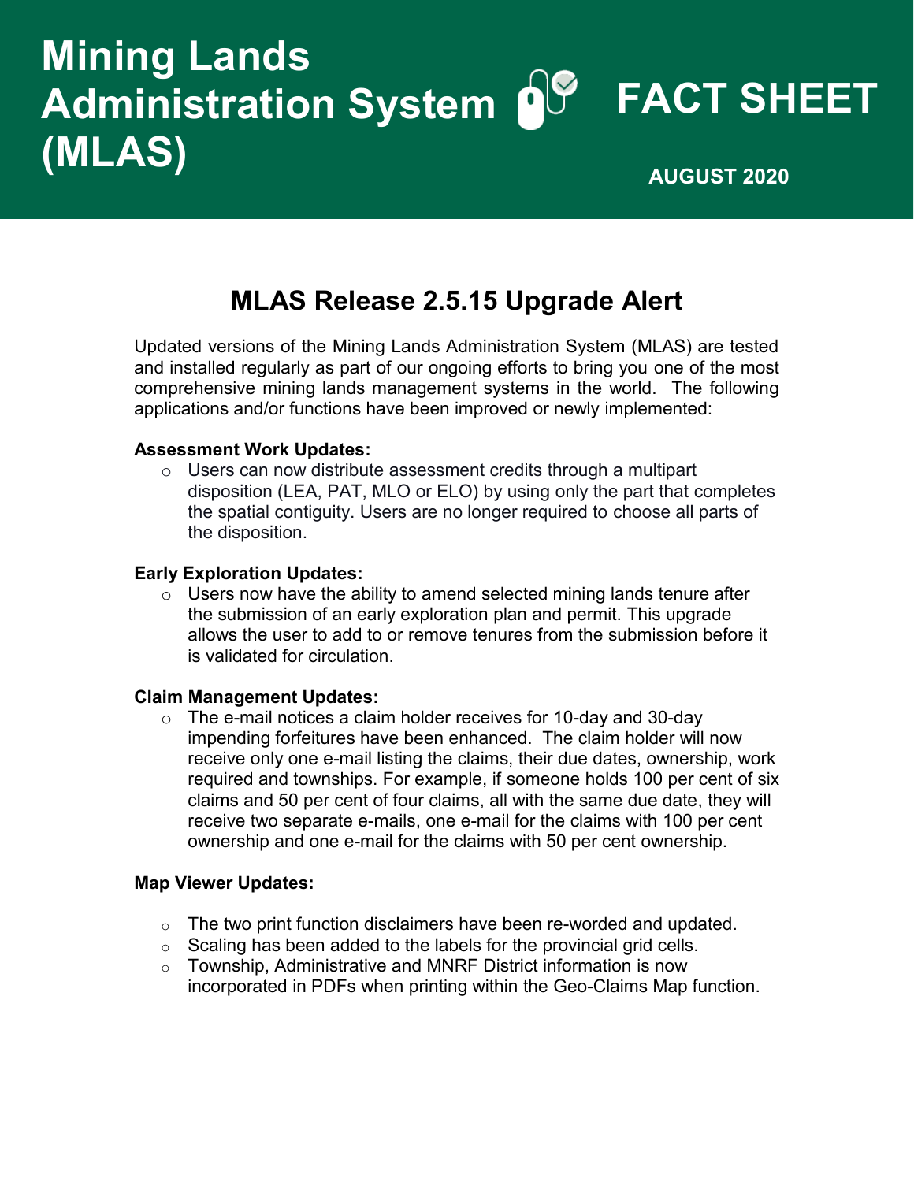# Mining Lands Administration System (MLAS)

# FACT SHEET

**AUGUST 2020**

## MLAS Release 2.5.15 Upgrade Alert

Updated versions of the Mining Lands Administration System (MLAS) are tested and installed regularly as part of our ongoing efforts to bring you one of the most comprehensive mining lands management systems in the world. The following applications and/or functions have been improved or newly implemented:

**Assessment Work Updates:**

- Users can now distribute assessment credits through a multipart disposition (LEA, PAT, MLO or ELO) by using only the part that completes the spatial contiguity. Users are no longer required to choose all parts of the disposition.

**Early Exploration Updates:**

- Users now have the ability to amend selected mining lands tenure after the submission of an early exploration plan and permit. This upgrade allows the user to add to or remove tenures from the submission before it is validated for circulation.

**Claim Management Updates:**

- The e-mail notices a claim holder receives for 10-day and 30-day impending forfeitures have been enhanced. The claim holder will now receive only one e-mail listing the claims, their due dates, ownership, work required and townships. For example, if someone holds 100 per cent of six claims and 50 per cent of four claims, all with the same due date, they will receive two separate e-mails, one e-mail for the claims with 100 per cent ownership and one e-mail for the claims with 50 per cent ownership.

**Map Viewer Updates:**

- The two print function disclaimers have been re-worded and updated.
- Scaling has been added to the labels for the provincial grid cells.
- Township, Administrative and MNRF District information is now incorporated in PDFs when printing within the Geo-Claims Map function.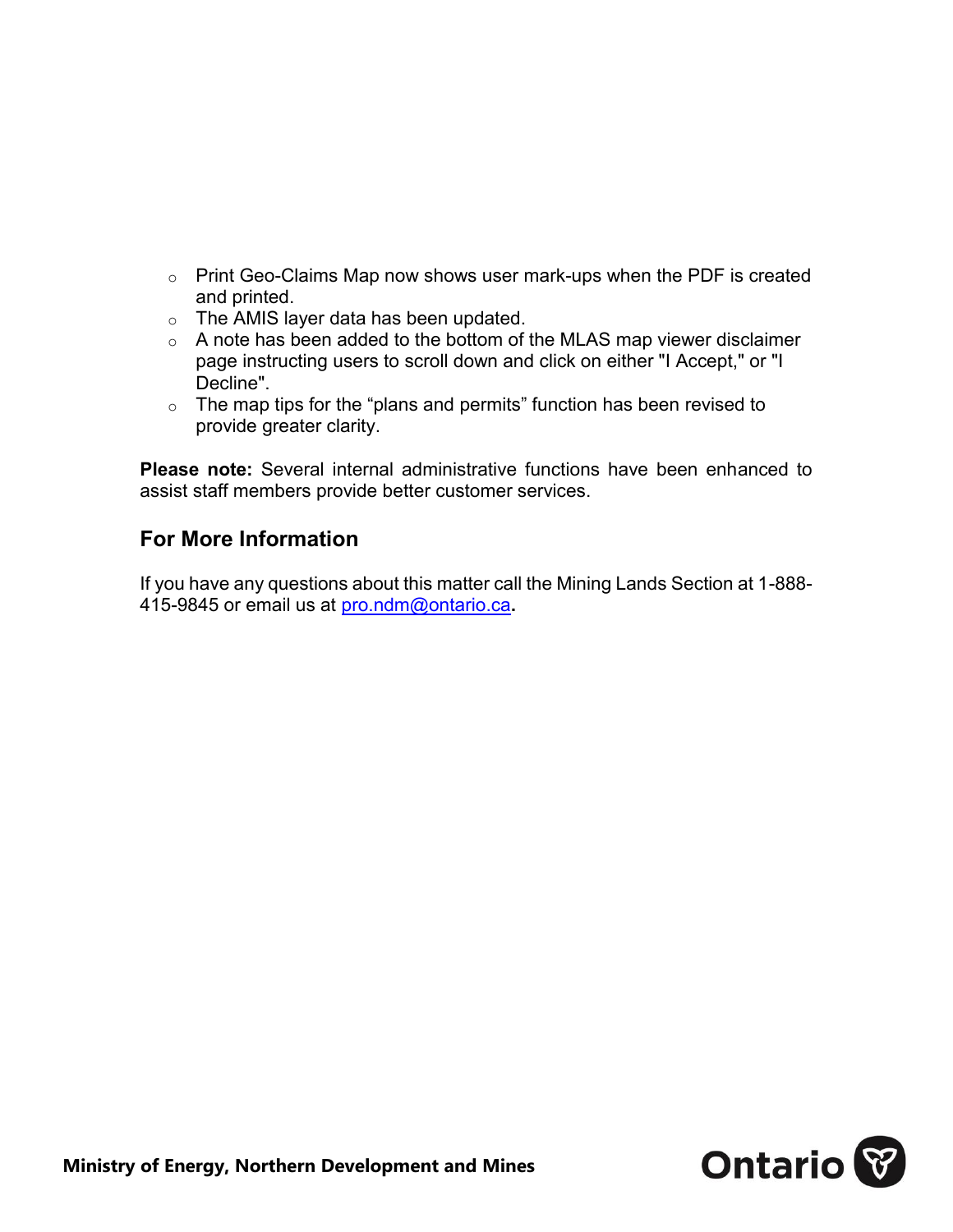- Print Geo-Claims Map now shows user mark-ups when the PDF is created and printed.
- The AMIS layer data has been updated.
- A note has been added to the bottom of the MLAS map viewer disclaimer page instructing users to scroll down and click on either "I Accept," or "I Decline".
- The map tips for the “plans and permits” function has been revised to provide greater clarity.

**Please note:** Several internal administrative functions have been enhanced to assist staff members provide better customer services.

## For More Information

If you have any questions about this matter call the Mining Lands Section at 1-888-415-9845 or email us at [pro.ndm@ontario.ca](mailto:pro.ndm@ontario.ca).